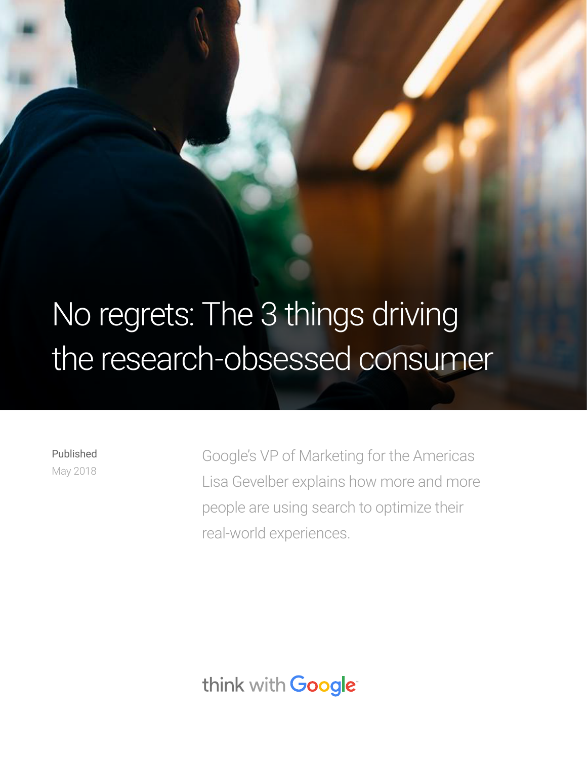# No regrets: The 3 things driving the research-obsessed consumer

**Published**
May 2018

Google's VP of Marketing for the Americas Lisa Gevelber explains how more and more people are using search to optimize their real-world experiences.

think with Google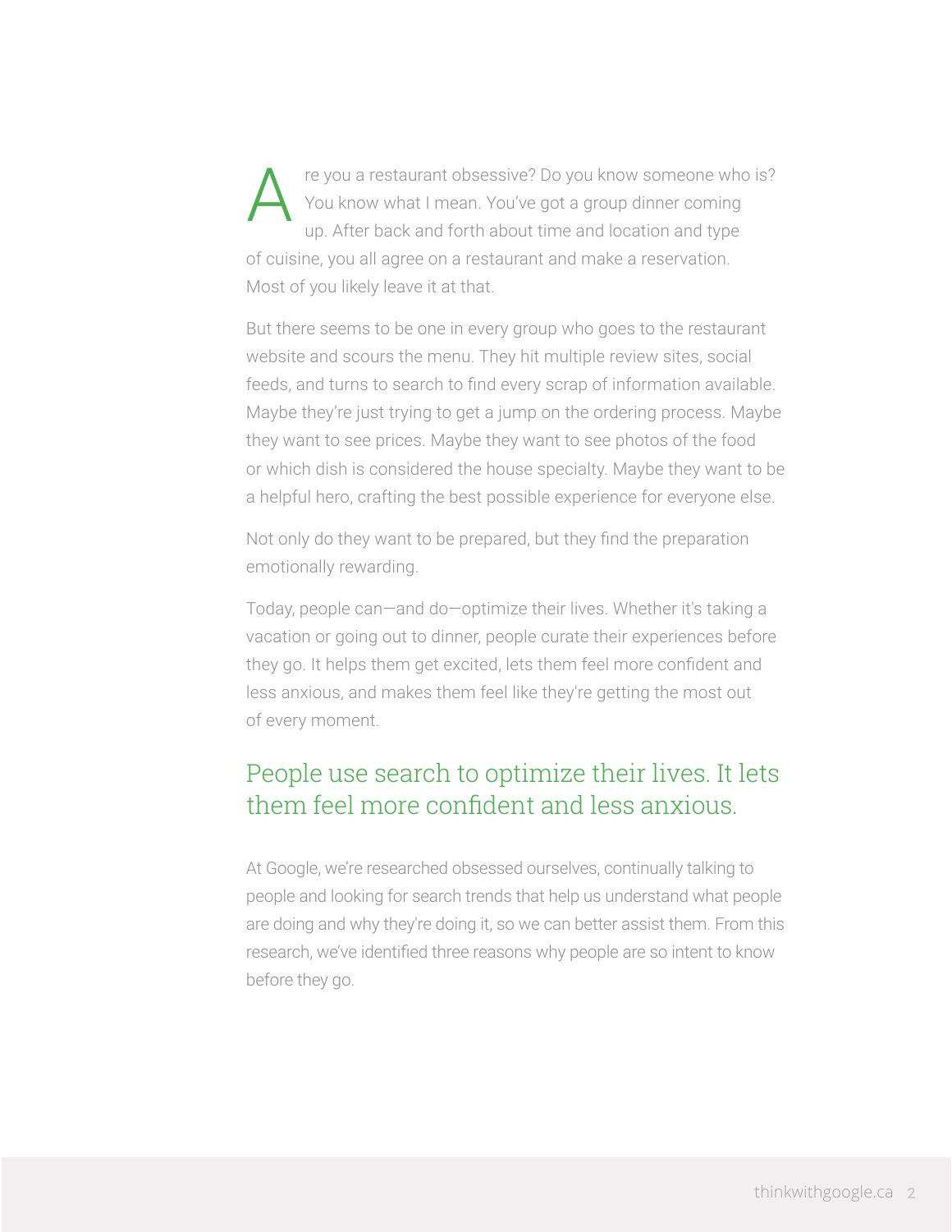Are you a restaurant obsessive? Do you know someone who is? You know what I mean. You've got a group dinner coming up. After back and forth about time and location and type of cuisine, you all agree on a restaurant and make a reservation. Most of you likely leave it at that.

But there seems to be one in every group who goes to the restaurant website and scours the menu. They hit multiple review sites, social feeds, and turns to search to find every scrap of information available. Maybe they're just trying to get a jump on the ordering process. Maybe they want to see prices. Maybe they want to see photos of the food or which dish is considered the house specialty. Maybe they want to be a helpful hero, crafting the best possible experience for everyone else.

Not only do they want to be prepared, but they find the preparation emotionally rewarding.

Today, people can—and do—optimize their lives. Whether it's taking a vacation or going out to dinner, people curate their experiences before they go. It helps them get excited, lets them feel more confident and less anxious, and makes them feel like they're getting the most out of every moment.

## People use search to optimize their lives. It lets them feel more confident and less anxious.

At Google, we're researched obsessed ourselves, continually talking to people and looking for search trends that help us understand what people are doing and why they're doing it, so we can better assist them. From this research, we've identified three reasons why people are so intent to know before they go.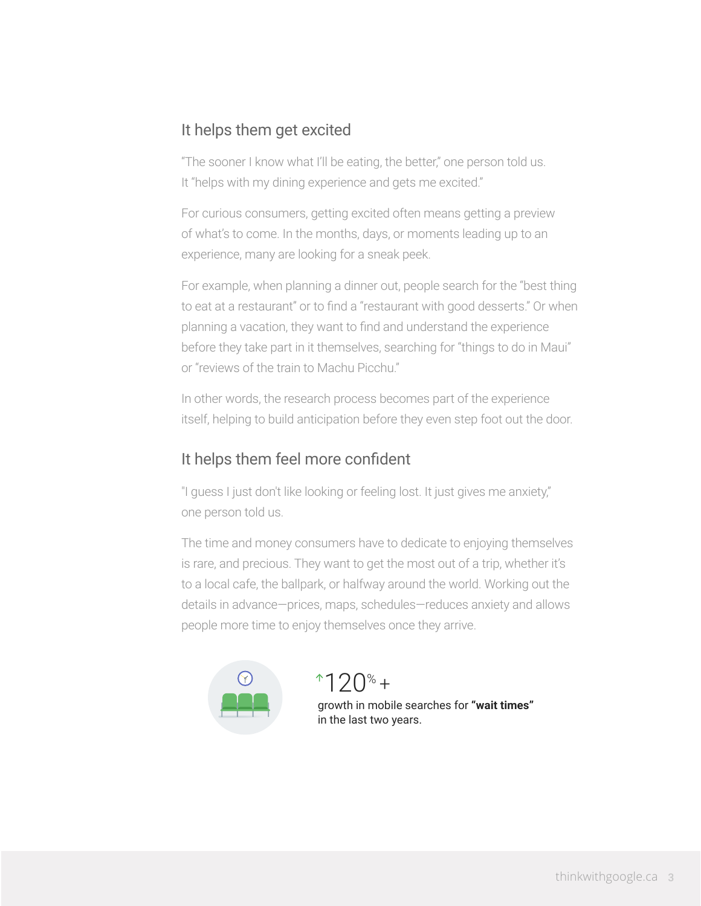## It helps them get excited

"The sooner I know what I'll be eating, the better," one person told us. It "helps with my dining experience and gets me excited."

For curious consumers, getting excited often means getting a preview of what's to come. In the months, days, or moments leading up to an experience, many are looking for a sneak peek.

For example, when planning a dinner out, people search for the "best thing to eat at a restaurant" or to find a "restaurant with good desserts." Or when planning a vacation, they want to find and understand the experience before they take part in it themselves, searching for "things to do in Maui" or "reviews of the train to Machu Picchu."

In other words, the research process becomes part of the experience itself, helping to build anticipation before they even step foot out the door.

## It helps them feel more confident

"I guess I just don't like looking or feeling lost. It just gives me anxiety," one person told us.

The time and money consumers have to dedicate to enjoying themselves is rare, and precious. They want to get the most out of a trip, whether it's to a local cafe, the ballpark, or halfway around the world. Working out the details in advance—prices, maps, schedules—reduces anxiety and allows people more time to enjoy themselves once they arrive.

↑120%+

growth in mobile searches for **"wait times"** in the last two years.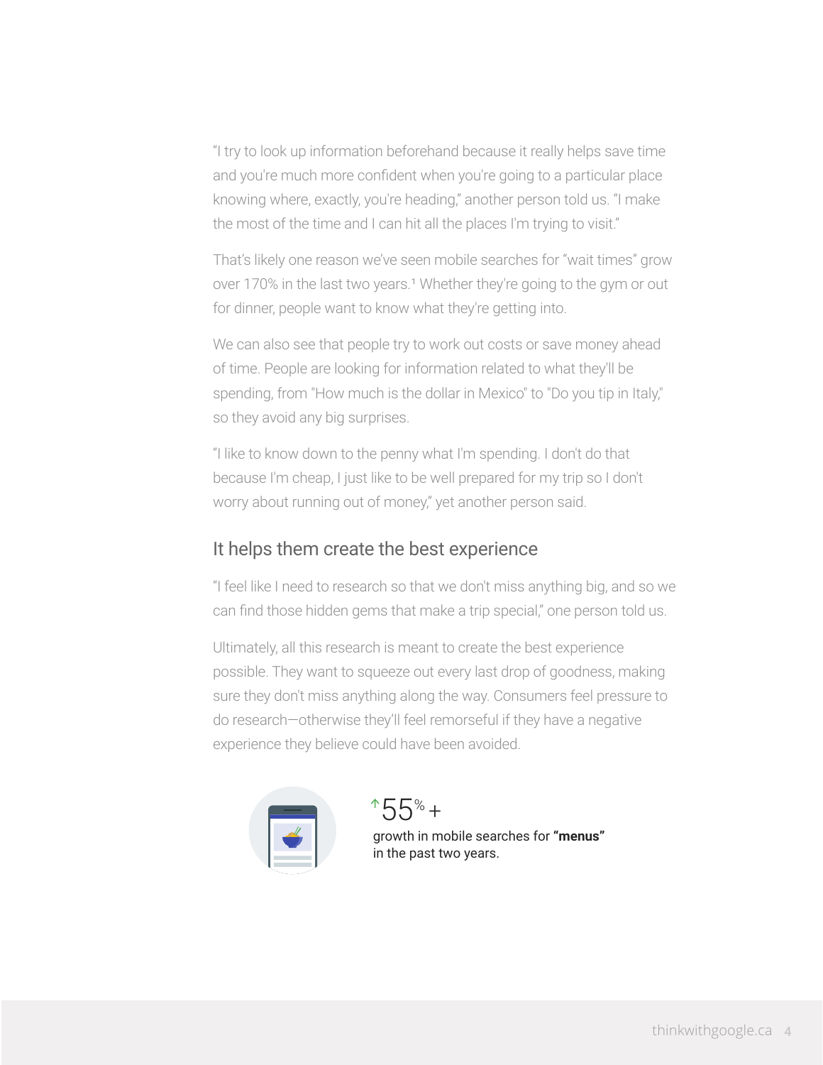"I try to look up information beforehand because it really helps save time and you're much more confident when you're going to a particular place knowing where, exactly, you're heading," another person told us. "I make the most of the time and I can hit all the places I'm trying to visit."

That's likely one reason we've seen mobile searches for "wait times" grow over 170% in the last two years.[1] Whether they're going to the gym or out for dinner, people want to know what they're getting into.

We can also see that people try to work out costs or save money ahead of time. People are looking for information related to what they'll be spending, from "How much is the dollar in Mexico" to "Do you tip in Italy," so they avoid any big surprises.

"I like to know down to the penny what I'm spending. I don't do that because I'm cheap, I just like to be well prepared for my trip so I don't worry about running out of money," yet another person said.

## It helps them create the best experience

"I feel like I need to research so that we don't miss anything big, and so we can find those hidden gems that make a trip special," one person told us.

Ultimately, all this research is meant to create the best experience possible. They want to squeeze out every last drop of goodness, making sure they don't miss anything along the way. Consumers feel pressure to do research—otherwise they'll feel remorseful if they have a negative experience they believe could have been avoided.

↑55%+

growth in mobile searches for **"menus"** in the past two years.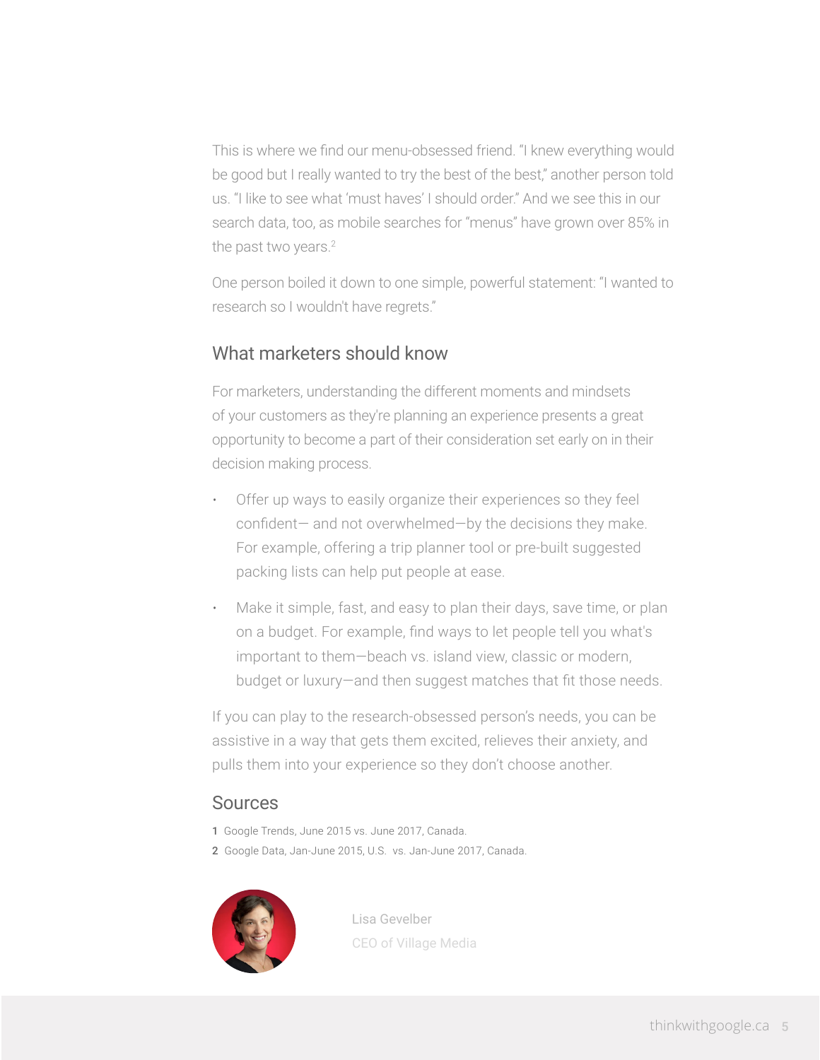This is where we find our menu-obsessed friend. "I knew everything would be good but I really wanted to try the best of the best," another person told us. "I like to see what 'must haves' I should order." And we see this in our search data, too, as mobile searches for "menus" have grown over 85% in the past two years.[2]

One person boiled it down to one simple, powerful statement: "I wanted to research so I wouldn't have regrets."

## What marketers should know

For marketers, understanding the different moments and mindsets of your customers as they're planning an experience presents a great opportunity to become a part of their consideration set early on in their decision making process.

- Offer up ways to easily organize their experiences so they feel confident— and not overwhelmed—by the decisions they make. For example, offering a trip planner tool or pre-built suggested packing lists can help put people at ease.
- Make it simple, fast, and easy to plan their days, save time, or plan on a budget. For example, find ways to let people tell you what's important to them—beach vs. island view, classic or modern, budget or luxury—and then suggest matches that fit those needs.

If you can play to the research-obsessed person's needs, you can be assistive in a way that gets them excited, relieves their anxiety, and pulls them into your experience so they don't choose another.

## Sources

1 Google Trends, June 2015 vs. June 2017, Canada.

2 Google Data, Jan-June 2015, U.S. vs. Jan-June 2017, Canada.

Lisa Gevelber
CEO of Village Media